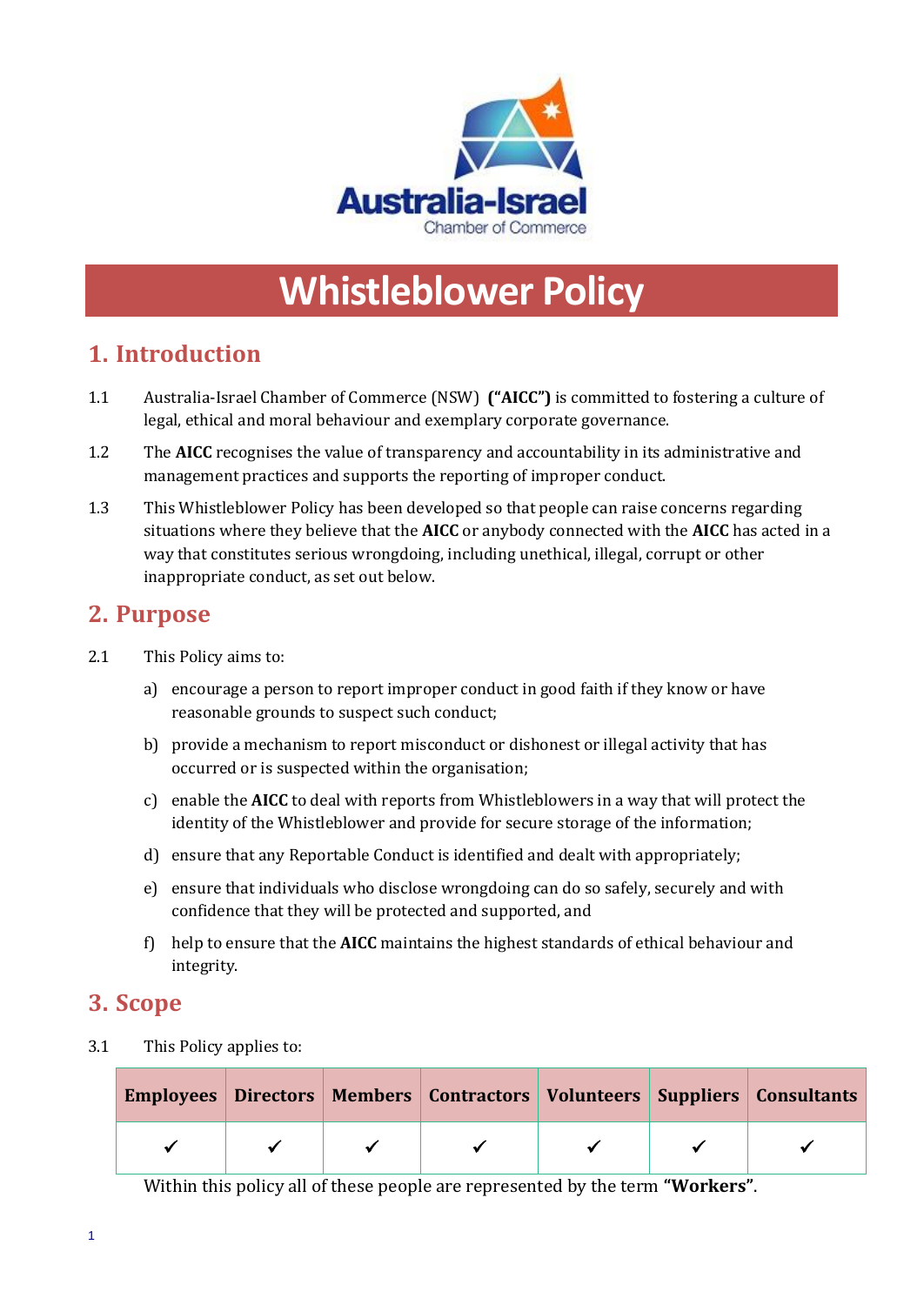Australia-Israel
Chamber of Commerce

# Whistleblower Policy

## 1. Introduction

1.1 Australia-Israel Chamber of Commerce (NSW) **("AICC")** is committed to fostering a culture of legal, ethical and moral behaviour and exemplary corporate governance.

1.2 The **AICC** recognises the value of transparency and accountability in its administrative and management practices and supports the reporting of improper conduct.

1.3 This Whistleblower Policy has been developed so that people can raise concerns regarding situations where they believe that the **AICC** or anybody connected with the **AICC** has acted in a way that constitutes serious wrongdoing, including unethical, illegal, corrupt or other inappropriate conduct, as set out below.

## 2. Purpose

2.1 This Policy aims to:

a) encourage a person to report improper conduct in good faith if they know or have reasonable grounds to suspect such conduct;

b) provide a mechanism to report misconduct or dishonest or illegal activity that has occurred or is suspected within the organisation;

c) enable the **AICC** to deal with reports from Whistleblowers in a way that will protect the identity of the Whistleblower and provide for secure storage of the information;

d) ensure that any Reportable Conduct is identified and dealt with appropriately;

e) ensure that individuals who disclose wrongdoing can do so safely, securely and with confidence that they will be protected and supported, and

f) help to ensure that the **AICC** maintains the highest standards of ethical behaviour and integrity.

## 3. Scope

3.1 This Policy applies to:

| Employees | Directors | Members | Contractors | Volunteers | Suppliers | Consultants |
|---|---|---|---|---|---|---|
| ✓ | ✓ | ✓ | ✓ | ✓ | ✓ | ✓ |

Within this policy all of these people are represented by the term **"Workers"**.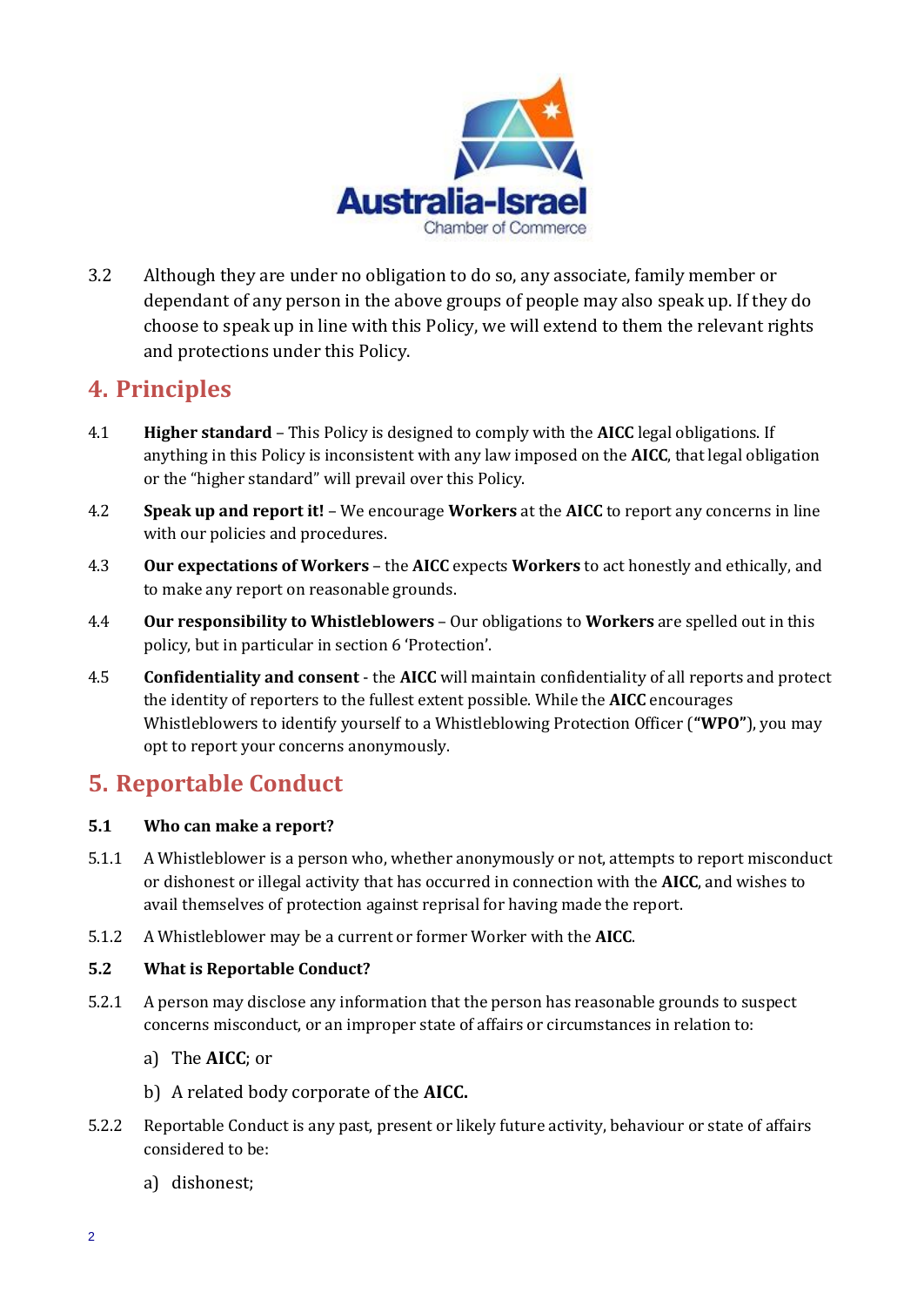3.2 Although they are under no obligation to do so, any associate, family member or dependant of any person in the above groups of people may also speak up. If they do choose to speak up in line with this Policy, we will extend to them the relevant rights and protections under this Policy.

## 4. Principles

4.1 **Higher standard** – This Policy is designed to comply with the **AICC** legal obligations. If anything in this Policy is inconsistent with any law imposed on the **AICC**, that legal obligation or the "higher standard" will prevail over this Policy.

4.2 **Speak up and report it!** – We encourage **Workers** at the **AICC** to report any concerns in line with our policies and procedures.

4.3 **Our expectations of Workers** – the **AICC** expects **Workers** to act honestly and ethically, and to make any report on reasonable grounds.

4.4 **Our responsibility to Whistleblowers** – Our obligations to **Workers** are spelled out in this policy, but in particular in section 6 'Protection'.

4.5 **Confidentiality and consent** - the **AICC** will maintain confidentiality of all reports and protect the identity of reporters to the fullest extent possible. While the **AICC** encourages Whistleblowers to identify yourself to a Whistleblowing Protection Officer (**"WPO"**), you may opt to report your concerns anonymously.

## 5. Reportable Conduct

**5.1 Who can make a report?**

5.1.1 A Whistleblower is a person who, whether anonymously or not, attempts to report misconduct or dishonest or illegal activity that has occurred in connection with the **AICC**, and wishes to avail themselves of protection against reprisal for having made the report.

5.1.2 A Whistleblower may be a current or former Worker with the **AICC**.

**5.2 What is Reportable Conduct?**

5.2.1 A person may disclose any information that the person has reasonable grounds to suspect concerns misconduct, or an improper state of affairs or circumstances in relation to:

a) The **AICC**; or

b) A related body corporate of the **AICC.**

5.2.2 Reportable Conduct is any past, present or likely future activity, behaviour or state of affairs considered to be:

a) dishonest;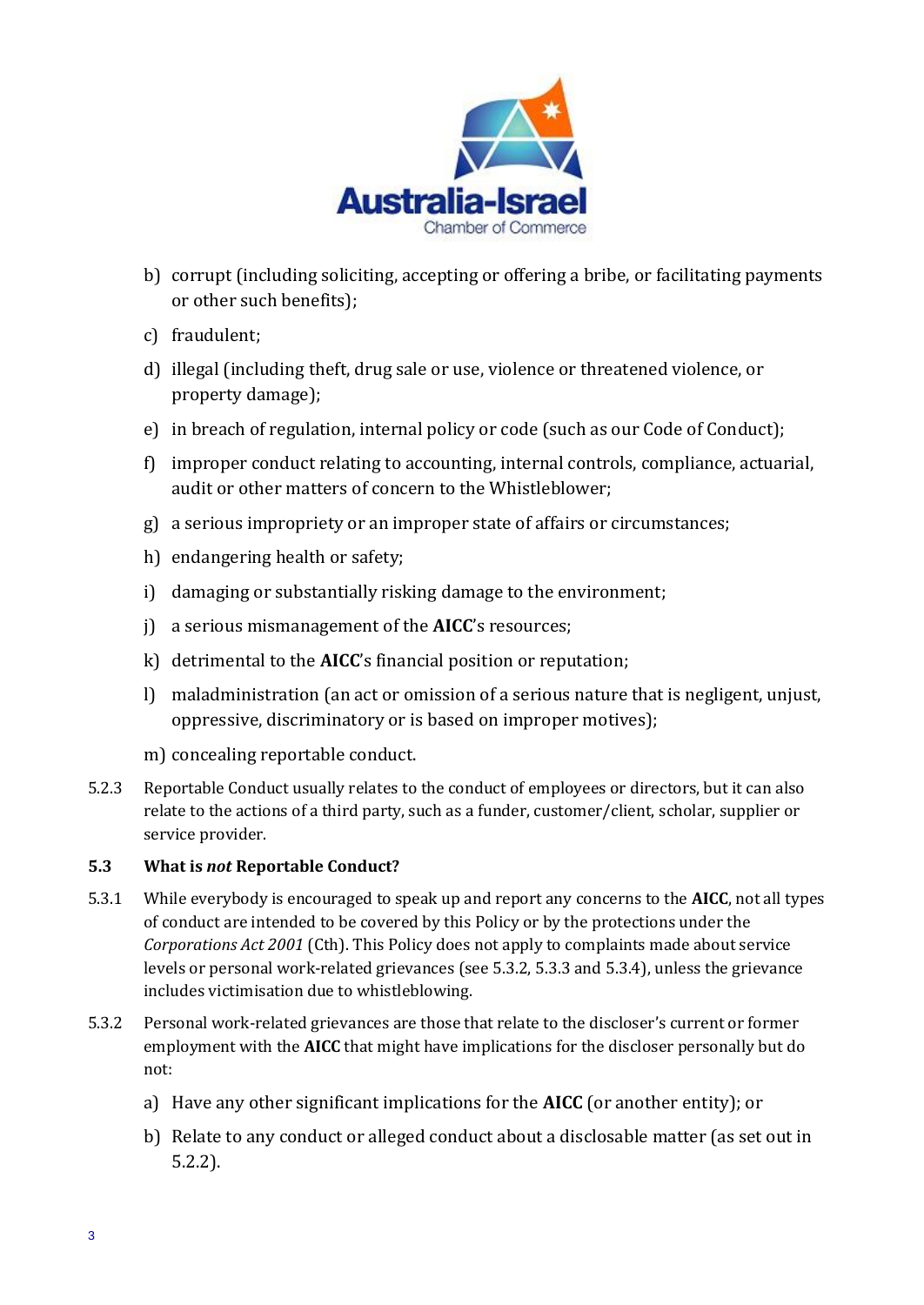b) corrupt (including soliciting, accepting or offering a bribe, or facilitating payments or other such benefits);

c) fraudulent;

d) illegal (including theft, drug sale or use, violence or threatened violence, or property damage);

e) in breach of regulation, internal policy or code (such as our Code of Conduct);

f) improper conduct relating to accounting, internal controls, compliance, actuarial, audit or other matters of concern to the Whistleblower;

g) a serious impropriety or an improper state of affairs or circumstances;

h) endangering health or safety;

i) damaging or substantially risking damage to the environment;

j) a serious mismanagement of the **AICC**'s resources;

k) detrimental to the **AICC**'s financial position or reputation;

l) maladministration (an act or omission of a serious nature that is negligent, unjust, oppressive, discriminatory or is based on improper motives);

m) concealing reportable conduct.

5.2.3 Reportable Conduct usually relates to the conduct of employees or directors, but it can also relate to the actions of a third party, such as a funder, customer/client, scholar, supplier or service provider.

### 5.3 What is *not* Reportable Conduct?

5.3.1 While everybody is encouraged to speak up and report any concerns to the **AICC**, not all types of conduct are intended to be covered by this Policy or by the protections under the *Corporations Act 2001* (Cth). This Policy does not apply to complaints made about service levels or personal work-related grievances (see 5.3.2, 5.3.3 and 5.3.4), unless the grievance includes victimisation due to whistleblowing.

5.3.2 Personal work-related grievances are those that relate to the discloser's current or former employment with the **AICC** that might have implications for the discloser personally but do not:

a) Have any other significant implications for the **AICC** (or another entity); or

b) Relate to any conduct or alleged conduct about a disclosable matter (as set out in 5.2.2).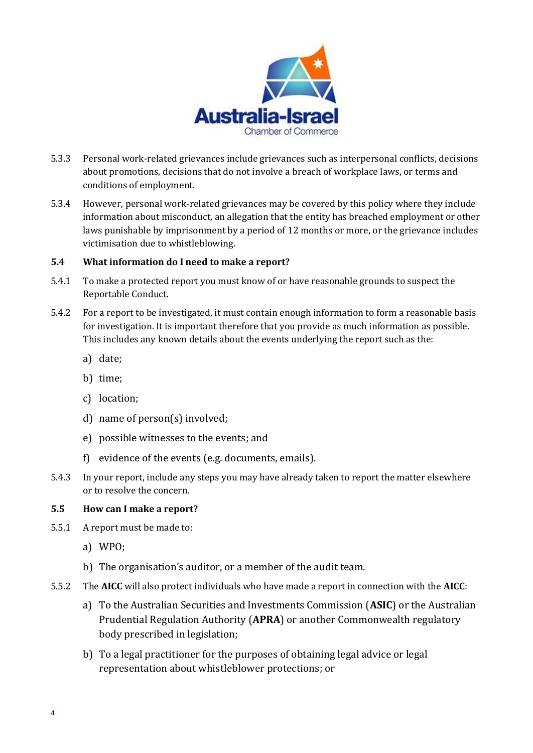5.3.3 Personal work-related grievances include grievances such as interpersonal conflicts, decisions about promotions, decisions that do not involve a breach of workplace laws, or terms and conditions of employment.

5.3.4 However, personal work-related grievances may be covered by this policy where they include information about misconduct, an allegation that the entity has breached employment or other laws punishable by imprisonment by a period of 12 months or more, or the grievance includes victimisation due to whistleblowing.

### 5.4 What information do I need to make a report?

5.4.1 To make a protected report you must know of or have reasonable grounds to suspect the Reportable Conduct.

5.4.2 For a report to be investigated, it must contain enough information to form a reasonable basis for investigation. It is important therefore that you provide as much information as possible. This includes any known details about the events underlying the report such as the:

a) date;

b) time;

c) location;

d) name of person(s) involved;

e) possible witnesses to the events; and

f) evidence of the events (e.g. documents, emails).

5.4.3 In your report, include any steps you may have already taken to report the matter elsewhere or to resolve the concern.

### 5.5 How can I make a report?

5.5.1 A report must be made to:

a) WPO;

b) The organisation's auditor, or a member of the audit team.

5.5.2 The **AICC** will also protect individuals who have made a report in connection with the **AICC**:

a) To the Australian Securities and Investments Commission (**ASIC**) or the Australian Prudential Regulation Authority (**APRA**) or another Commonwealth regulatory body prescribed in legislation;

b) To a legal practitioner for the purposes of obtaining legal advice or legal representation about whistleblower protections; or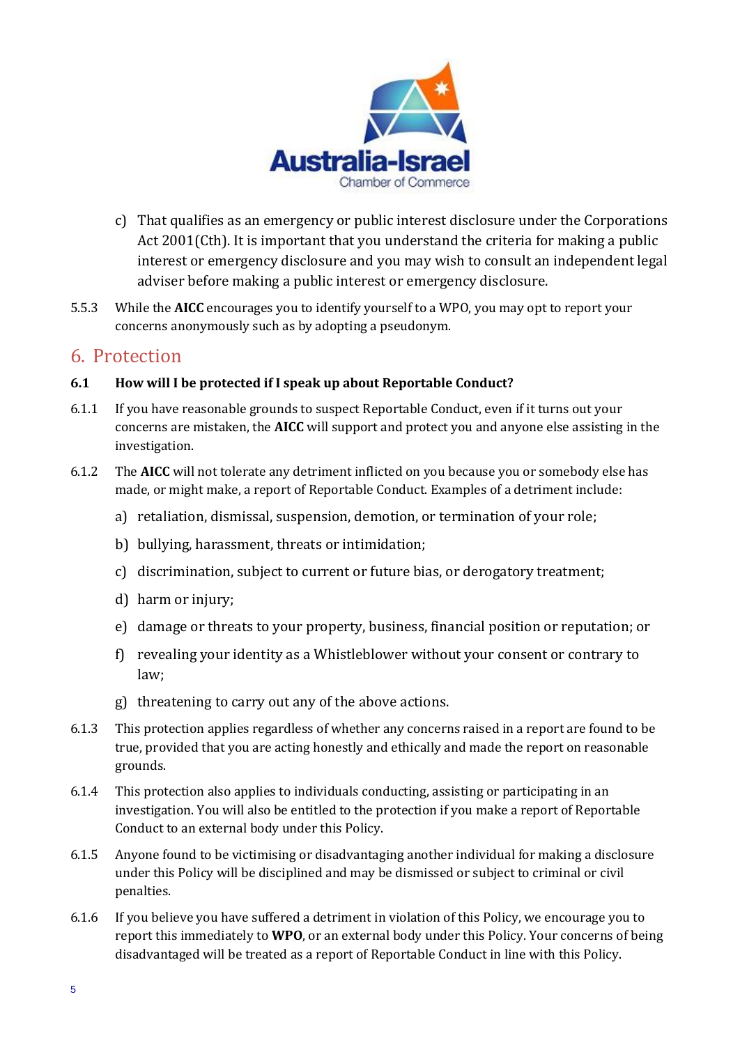c) That qualifies as an emergency or public interest disclosure under the Corporations Act 2001(Cth). It is important that you understand the criteria for making a public interest or emergency disclosure and you may wish to consult an independent legal adviser before making a public interest or emergency disclosure.

5.5.3 While the **AICC** encourages you to identify yourself to a WPO, you may opt to report your concerns anonymously such as by adopting a pseudonym.

## 6. Protection

### 6.1 How will I be protected if I speak up about Reportable Conduct?

6.1.1 If you have reasonable grounds to suspect Reportable Conduct, even if it turns out your concerns are mistaken, the **AICC** will support and protect you and anyone else assisting in the investigation.

6.1.2 The **AICC** will not tolerate any detriment inflicted on you because you or somebody else has made, or might make, a report of Reportable Conduct. Examples of a detriment include:

a) retaliation, dismissal, suspension, demotion, or termination of your role;

b) bullying, harassment, threats or intimidation;

c) discrimination, subject to current or future bias, or derogatory treatment;

d) harm or injury;

e) damage or threats to your property, business, financial position or reputation; or

f) revealing your identity as a Whistleblower without your consent or contrary to law;

g) threatening to carry out any of the above actions.

6.1.3 This protection applies regardless of whether any concerns raised in a report are found to be true, provided that you are acting honestly and ethically and made the report on reasonable grounds.

6.1.4 This protection also applies to individuals conducting, assisting or participating in an investigation. You will also be entitled to the protection if you make a report of Reportable Conduct to an external body under this Policy.

6.1.5 Anyone found to be victimising or disadvantaging another individual for making a disclosure under this Policy will be disciplined and may be dismissed or subject to criminal or civil penalties.

6.1.6 If you believe you have suffered a detriment in violation of this Policy, we encourage you to report this immediately to **WPO**, or an external body under this Policy. Your concerns of being disadvantaged will be treated as a report of Reportable Conduct in line with this Policy.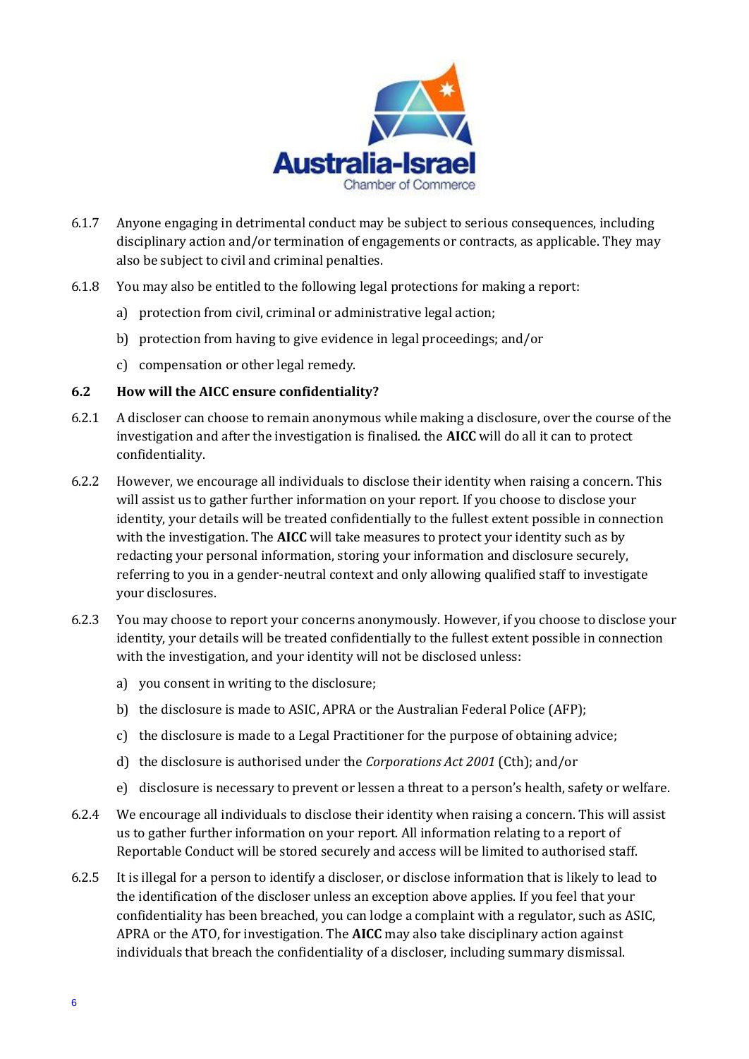6.1.7 Anyone engaging in detrimental conduct may be subject to serious consequences, including disciplinary action and/or termination of engagements or contracts, as applicable. They may also be subject to civil and criminal penalties.

6.1.8 You may also be entitled to the following legal protections for making a report:

a) protection from civil, criminal or administrative legal action;

b) protection from having to give evidence in legal proceedings; and/or

c) compensation or other legal remedy.

### 6.2 How will the AICC ensure confidentiality?

6.2.1 A discloser can choose to remain anonymous while making a disclosure, over the course of the investigation and after the investigation is finalised. the **AICC** will do all it can to protect confidentiality.

6.2.2 However, we encourage all individuals to disclose their identity when raising a concern. This will assist us to gather further information on your report. If you choose to disclose your identity, your details will be treated confidentially to the fullest extent possible in connection with the investigation. The **AICC** will take measures to protect your identity such as by redacting your personal information, storing your information and disclosure securely, referring to you in a gender-neutral context and only allowing qualified staff to investigate your disclosures.

6.2.3 You may choose to report your concerns anonymously. However, if you choose to disclose your identity, your details will be treated confidentially to the fullest extent possible in connection with the investigation, and your identity will not be disclosed unless:

a) you consent in writing to the disclosure;

b) the disclosure is made to ASIC, APRA or the Australian Federal Police (AFP);

c) the disclosure is made to a Legal Practitioner for the purpose of obtaining advice;

d) the disclosure is authorised under the *Corporations Act 2001* (Cth); and/or

e) disclosure is necessary to prevent or lessen a threat to a person's health, safety or welfare.

6.2.4 We encourage all individuals to disclose their identity when raising a concern. This will assist us to gather further information on your report. All information relating to a report of Reportable Conduct will be stored securely and access will be limited to authorised staff.

6.2.5 It is illegal for a person to identify a discloser, or disclose information that is likely to lead to the identification of the discloser unless an exception above applies. If you feel that your confidentiality has been breached, you can lodge a complaint with a regulator, such as ASIC, APRA or the ATO, for investigation. The **AICC** may also take disciplinary action against individuals that breach the confidentiality of a discloser, including summary dismissal.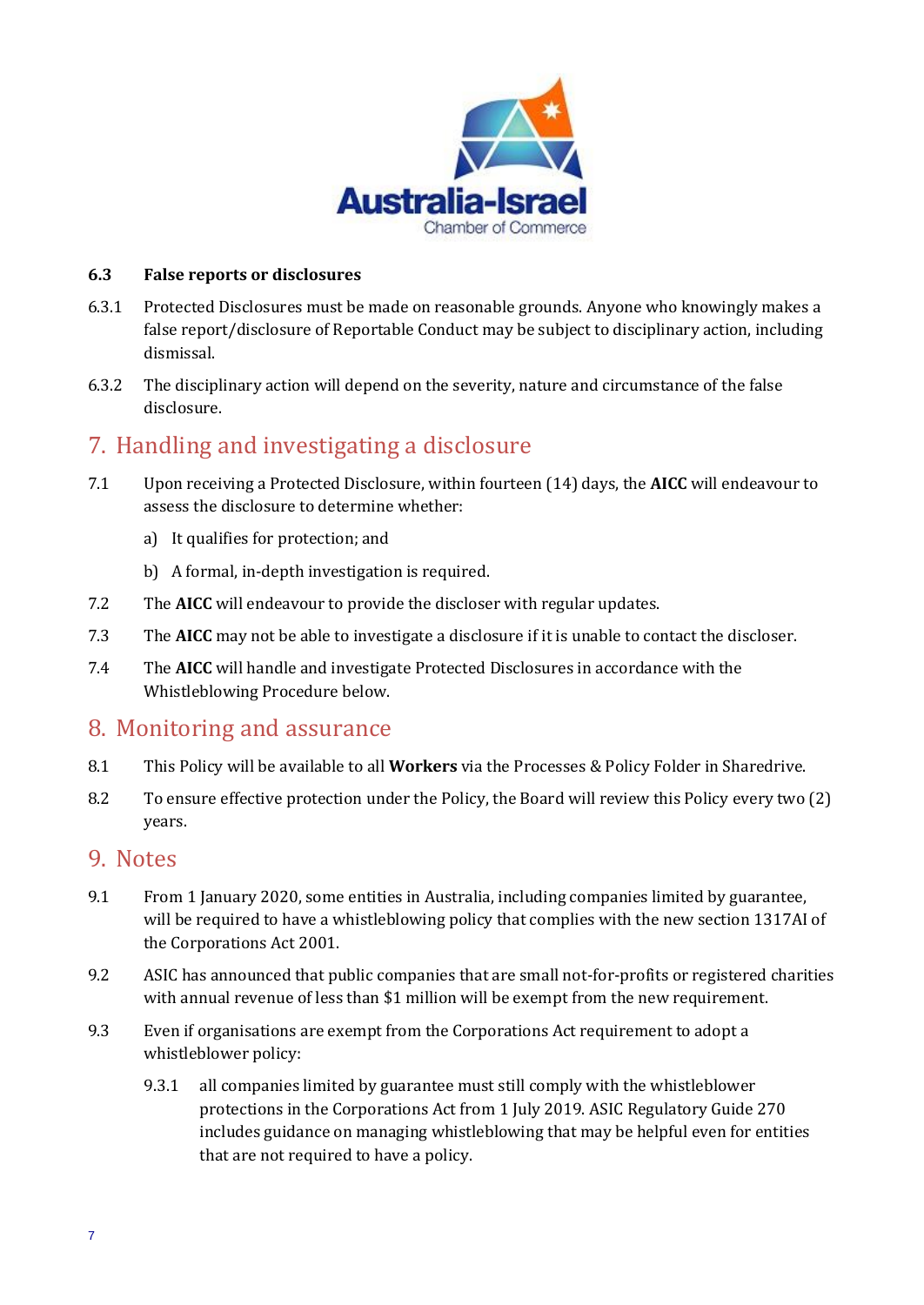### 6.3 False reports or disclosures

6.3.1 Protected Disclosures must be made on reasonable grounds. Anyone who knowingly makes a false report/disclosure of Reportable Conduct may be subject to disciplinary action, including dismissal.

6.3.2 The disciplinary action will depend on the severity, nature and circumstance of the false disclosure.

## 7. Handling and investigating a disclosure

7.1 Upon receiving a Protected Disclosure, within fourteen (14) days, the **AICC** will endeavour to assess the disclosure to determine whether:

a) It qualifies for protection; and

b) A formal, in-depth investigation is required.

7.2 The **AICC** will endeavour to provide the discloser with regular updates.

7.3 The **AICC** may not be able to investigate a disclosure if it is unable to contact the discloser.

7.4 The **AICC** will handle and investigate Protected Disclosures in accordance with the Whistleblowing Procedure below.

## 8. Monitoring and assurance

8.1 This Policy will be available to all **Workers** via the Processes & Policy Folder in Sharedrive.

8.2 To ensure effective protection under the Policy, the Board will review this Policy every two (2) years.

## 9. Notes

9.1 From 1 January 2020, some entities in Australia, including companies limited by guarantee, will be required to have a whistleblowing policy that complies with the new section 1317AI of the Corporations Act 2001.

9.2 ASIC has announced that public companies that are small not-for-profits or registered charities with annual revenue of less than $1 million will be exempt from the new requirement.

9.3 Even if organisations are exempt from the Corporations Act requirement to adopt a whistleblower policy:

9.3.1 all companies limited by guarantee must still comply with the whistleblower protections in the Corporations Act from 1 July 2019. ASIC Regulatory Guide 270 includes guidance on managing whistleblowing that may be helpful even for entities that are not required to have a policy.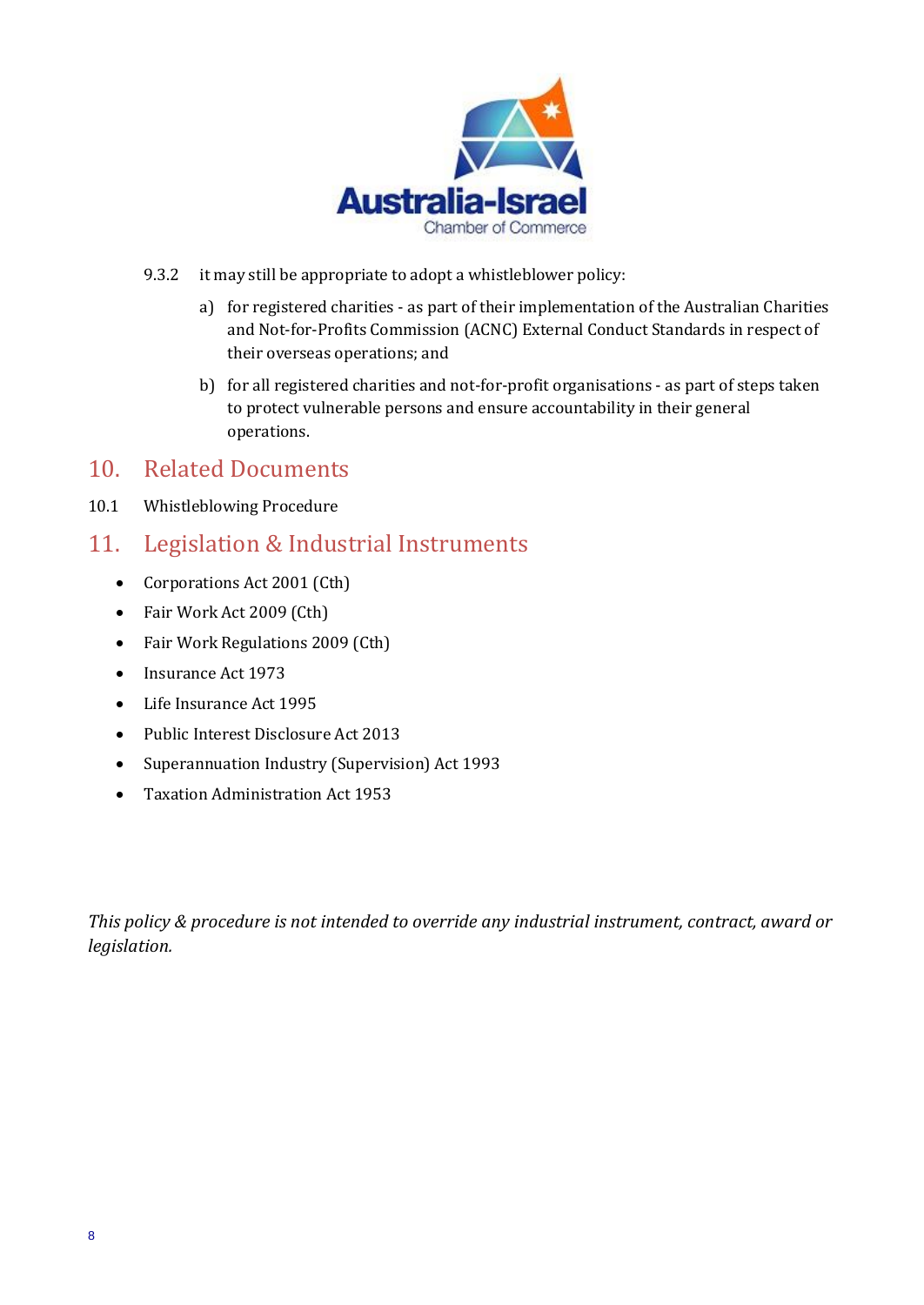9.3.2 it may still be appropriate to adopt a whistleblower policy:

a) for registered charities - as part of their implementation of the Australian Charities and Not-for-Profits Commission (ACNC) External Conduct Standards in respect of their overseas operations; and

b) for all registered charities and not-for-profit organisations - as part of steps taken to protect vulnerable persons and ensure accountability in their general operations.

## 10. Related Documents

10.1 Whistleblowing Procedure

## 11. Legislation & Industrial Instruments

- Corporations Act 2001 (Cth)
- Fair Work Act 2009 (Cth)
- Fair Work Regulations 2009 (Cth)
- Insurance Act 1973
- Life Insurance Act 1995
- Public Interest Disclosure Act 2013
- Superannuation Industry (Supervision) Act 1993
- Taxation Administration Act 1953

*This policy & procedure is not intended to override any industrial instrument, contract, award or legislation.*